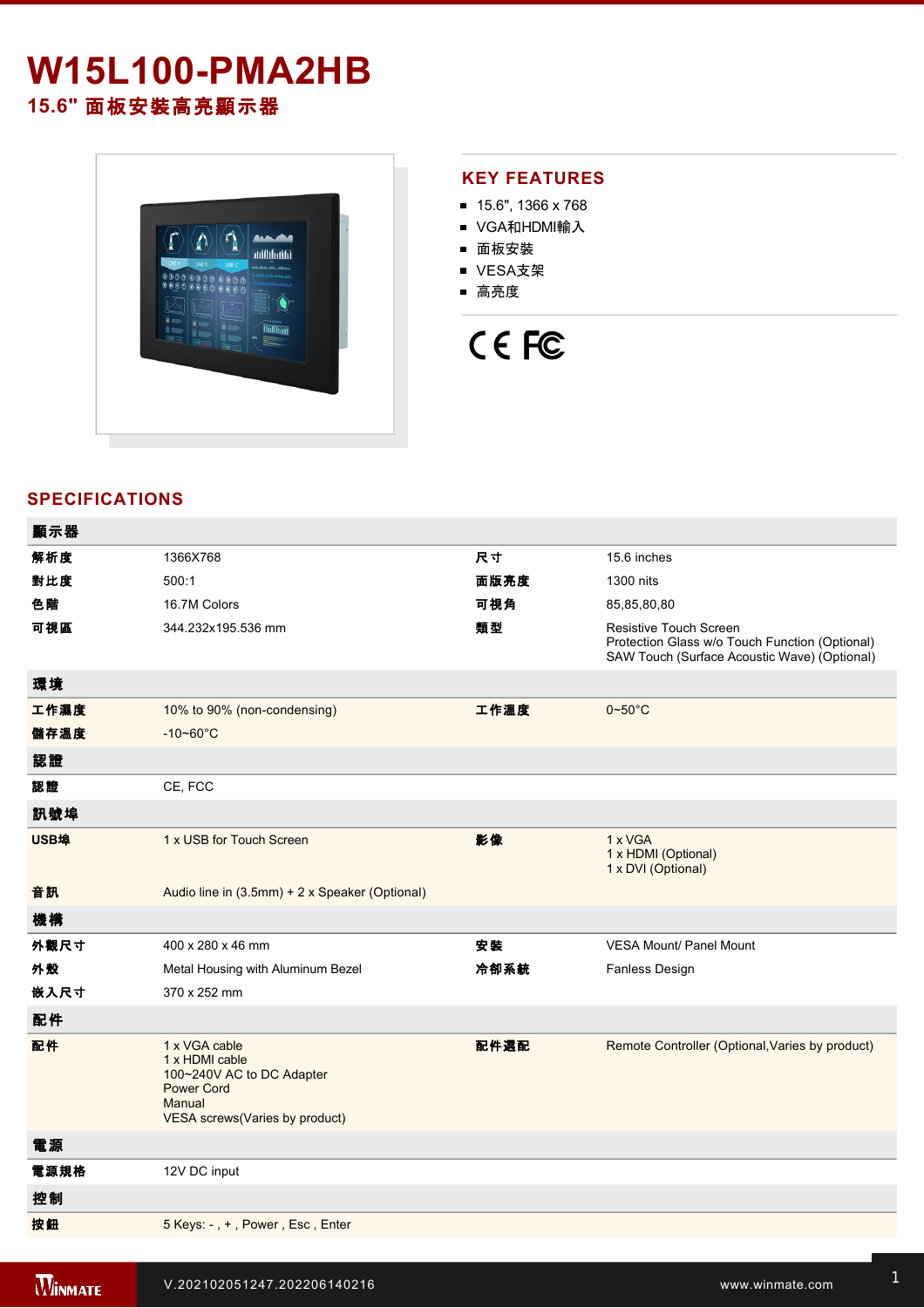# W15L100-PMA2HB

## 15.6" 面板安裝高亮顯示器

## KEY FEATURES

- 15.6", 1366 x 768
- VGA和HDMI輸入
- 面板安裝
- VESA支架
- 高亮度

## SPECIFICATIONS

| 顯示器 | | | |
|---|---|---|---|
| 解析度 | 1366X768 | 尺寸 | 15.6 inches |
| 對比度 | 500:1 | 面版亮度 | 1300 nits |
| 色階 | 16.7M Colors | 可視角 | 85,85,80,80 |
| 可視區 | 344.232x195.536 mm | 類型 | Resistive Touch Screen<br>Protection Glass w/o Touch Function (Optional)<br>SAW Touch (Surface Acoustic Wave) (Optional) |
| **環境** | | | |
| 工作濕度 | 10% to 90% (non-condensing) | 工作溫度 | 0~50°C |
| 儲存溫度 | -10~60°C | | |
| **認證** | | | |
| 認證 | CE, FCC | | |
| **訊號埠** | | | |
| USB埠 | 1 x USB for Touch Screen | 影像 | 1 x VGA<br>1 x HDMI (Optional)<br>1 x DVI (Optional) |
| 音訊 | Audio line in (3.5mm) + 2 x Speaker (Optional) | | |
| **機構** | | | |
| 外觀尺寸 | 400 x 280 x 46 mm | 安裝 | VESA Mount/ Panel Mount |
| 外殼 | Metal Housing with Aluminum Bezel | 冷卻系統 | Fanless Design |
| 嵌入尺寸 | 370 x 252 mm | | |
| **配件** | | | |
| 配件 | 1 x VGA cable<br>1 x HDMI cable<br>100~240V AC to DC Adapter<br>Power Cord<br>Manual<br>VESA screws(Varies by product) | 配件選配 | Remote Controller (Optional,Varies by product) |
| **電源** | | | |
| 電源規格 | 12V DC input | | |
| **控制** | | | |
| 按鈕 | 5 Keys: - , + , Power , Esc , Enter | | |

V.202102051247.202206140216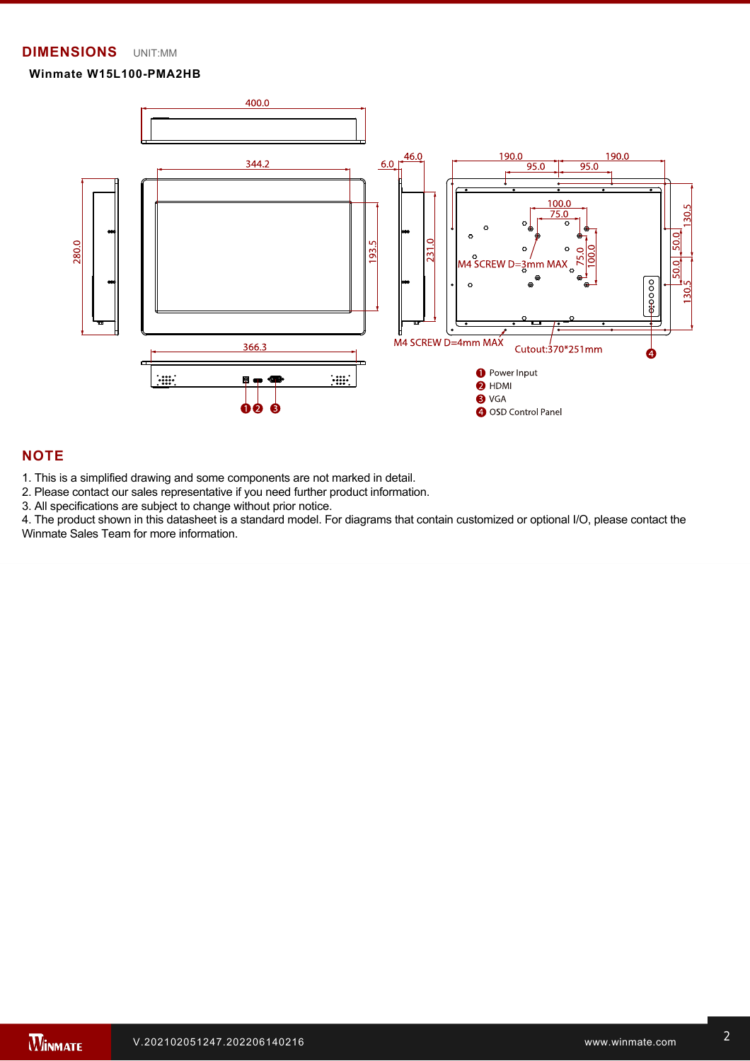## DIMENSIONS UNIT:MM

**Winmate W15L100-PMA2HB**

400.0
344.2
6.0
46.0
190.0
95.0
95.0
190.0
100.0
75.0
280.0
193.5
231.0
M4 SCREW D=3mm MAX
75.0
100.0
130.5
50.0
50.0
130.5
M4 SCREW D=4mm MAX
Cutout:370*251mm
366.3

❶ Power Input
❷ HDMI
❸ VGA
❹ OSD Control Panel

## NOTE

1. This is a simplified drawing and some components are not marked in detail.
2. Please contact our sales representative if you need further product information.
3. All specifications are subject to change without prior notice.
4. The product shown in this datasheet is a standard model. For diagrams that contain customized or optional I/O, please contact the Winmate Sales Team for more information.